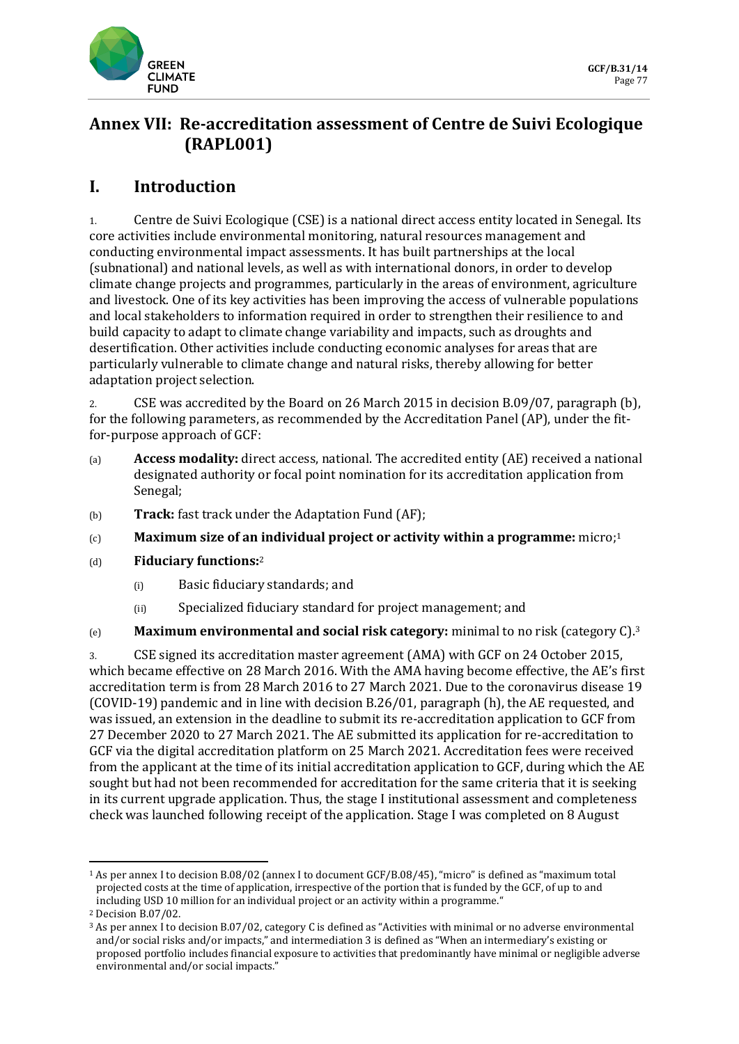# Annex VII: Re-accreditation assessment of Centre de Suivi Ecologique (RAPL001)

## I. Introduction

1. Centre de Suivi Ecologique (CSE) is a national direct access entity located in Senegal. Its core activities include environmental monitoring, natural resources management and conducting environmental impact assessments. It has built partnerships at the local (subnational) and national levels, as well as with international donors, in order to develop climate change projects and programmes, particularly in the areas of environment, agriculture and livestock. One of its key activities has been improving the access of vulnerable populations and local stakeholders to information required in order to strengthen their resilience to and build capacity to adapt to climate change variability and impacts, such as droughts and desertification. Other activities include conducting economic analyses for areas that are particularly vulnerable to climate change and natural risks, thereby allowing for better adaptation project selection.

2. CSE was accredited by the Board on 26 March 2015 in decision B.09/07, paragraph (b), for the following parameters, as recommended by the Accreditation Panel (AP), under the fit-for-purpose approach of GCF:

(a) **Access modality:** direct access, national. The accredited entity (AE) received a national designated authority or focal point nomination for its accreditation application from Senegal;

(b) **Track:** fast track under the Adaptation Fund (AF);

(c) **Maximum size of an individual project or activity within a programme:** micro;[1]

(d) **Fiduciary functions:**[2]

   (i) Basic fiduciary standards; and

   (ii) Specialized fiduciary standard for project management; and

(e) **Maximum environmental and social risk category:** minimal to no risk (category C).[3]

3. CSE signed its accreditation master agreement (AMA) with GCF on 24 October 2015, which became effective on 28 March 2016. With the AMA having become effective, the AE's first accreditation term is from 28 March 2016 to 27 March 2021. Due to the coronavirus disease 19 (COVID-19) pandemic and in line with decision B.26/01, paragraph (h), the AE requested, and was issued, an extension in the deadline to submit its re-accreditation application to GCF from 27 December 2020 to 27 March 2021. The AE submitted its application for re-accreditation to GCF via the digital accreditation platform on 25 March 2021. Accreditation fees were received from the applicant at the time of its initial accreditation application to GCF, during which the AE sought but had not been recommended for accreditation for the same criteria that it is seeking in its current upgrade application. Thus, the stage I institutional assessment and completeness check was launched following receipt of the application. Stage I was completed on 8 August

---

[1] As per annex I to decision B.08/02 (annex I to document GCF/B.08/45), "micro" is defined as "maximum total projected costs at the time of application, irrespective of the portion that is funded by the GCF, of up to and including USD 10 million for an individual project or an activity within a programme."

[2] Decision B.07/02.

[3] As per annex I to decision B.07/02, category C is defined as "Activities with minimal or no adverse environmental and/or social risks and/or impacts," and intermediation 3 is defined as "When an intermediary's existing or proposed portfolio includes financial exposure to activities that predominantly have minimal or negligible adverse environmental and/or social impacts."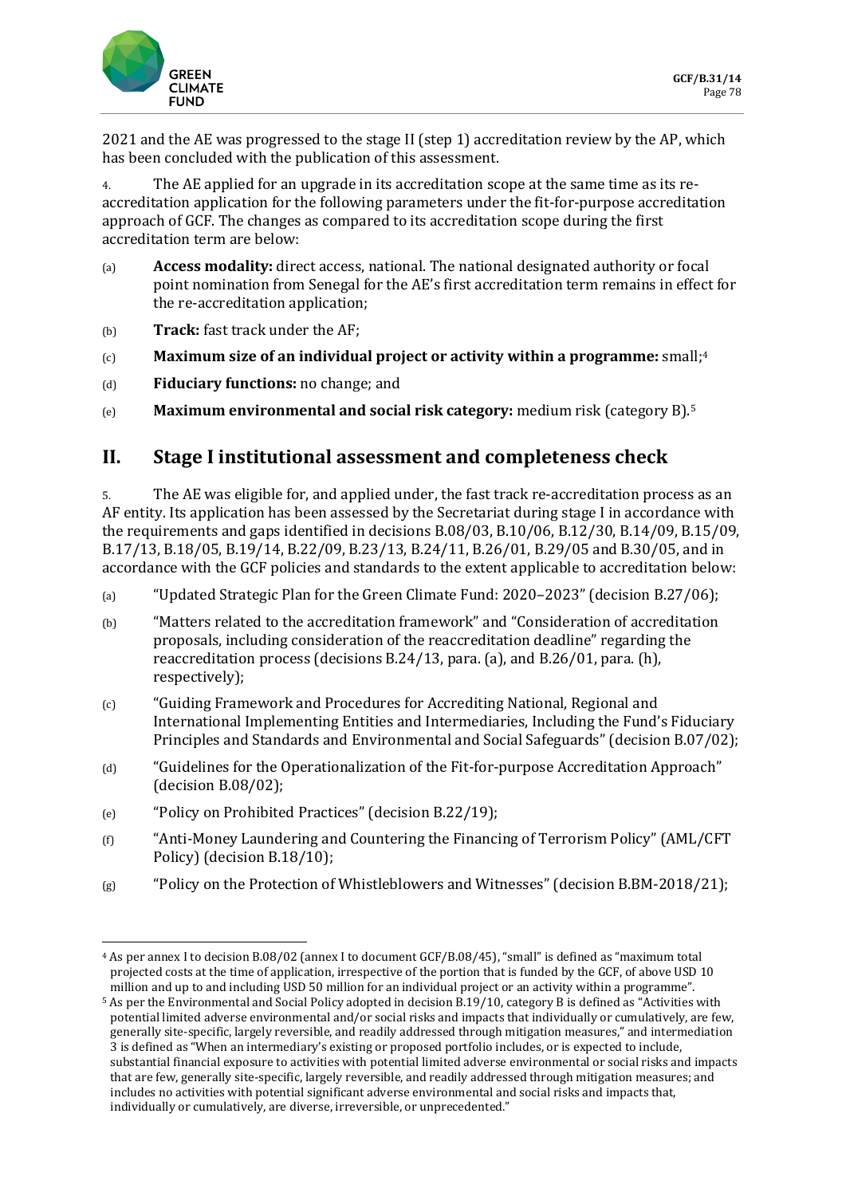2021 and the AE was progressed to the stage II (step 1) accreditation review by the AP, which has been concluded with the publication of this assessment.

4. The AE applied for an upgrade in its accreditation scope at the same time as its re-accreditation application for the following parameters under the fit-for-purpose accreditation approach of GCF. The changes as compared to its accreditation scope during the first accreditation term are below:

(a) **Access modality:** direct access, national. The national designated authority or focal point nomination from Senegal for the AE's first accreditation term remains in effect for the re-accreditation application;

(b) **Track:** fast track under the AF;

(c) **Maximum size of an individual project or activity within a programme:** small;[4]

(d) **Fiduciary functions:** no change; and

(e) **Maximum environmental and social risk category:** medium risk (category B).[5]

## II. Stage I institutional assessment and completeness check

5. The AE was eligible for, and applied under, the fast track re-accreditation process as an AF entity. Its application has been assessed by the Secretariat during stage I in accordance with the requirements and gaps identified in decisions B.08/03, B.10/06, B.12/30, B.14/09, B.15/09, B.17/13, B.18/05, B.19/14, B.22/09, B.23/13, B.24/11, B.26/01, B.29/05 and B.30/05, and in accordance with the GCF policies and standards to the extent applicable to accreditation below:

(a) "Updated Strategic Plan for the Green Climate Fund: 2020–2023" (decision B.27/06);

(b) "Matters related to the accreditation framework" and "Consideration of accreditation proposals, including consideration of the reaccreditation deadline" regarding the reaccreditation process (decisions B.24/13, para. (a), and B.26/01, para. (h), respectively);

(c) "Guiding Framework and Procedures for Accrediting National, Regional and International Implementing Entities and Intermediaries, Including the Fund's Fiduciary Principles and Standards and Environmental and Social Safeguards" (decision B.07/02);

(d) "Guidelines for the Operationalization of the Fit-for-purpose Accreditation Approach" (decision B.08/02);

(e) "Policy on Prohibited Practices" (decision B.22/19);

(f) "Anti-Money Laundering and Countering the Financing of Terrorism Policy" (AML/CFT Policy) (decision B.18/10);

(g) "Policy on the Protection of Whistleblowers and Witnesses" (decision B.BM-2018/21);

---

[4] As per annex I to decision B.08/02 (annex I to document GCF/B.08/45), "small" is defined as "maximum total projected costs at the time of application, irrespective of the portion that is funded by the GCF, of above USD 10 million and up to and including USD 50 million for an individual project or an activity within a programme".

[5] As per the Environmental and Social Policy adopted in decision B.19/10, category B is defined as "Activities with potential limited adverse environmental and/or social risks and impacts that individually or cumulatively, are few, generally site-specific, largely reversible, and readily addressed through mitigation measures," and intermediation 3 is defined as "When an intermediary's existing or proposed portfolio includes, or is expected to include, substantial financial exposure to activities with potential limited adverse environmental or social risks and impacts that are few, generally site-specific, largely reversible, and readily addressed through mitigation measures; and includes no activities with potential significant adverse environmental and social risks and impacts that, individually or cumulatively, are diverse, irreversible, or unprecedented."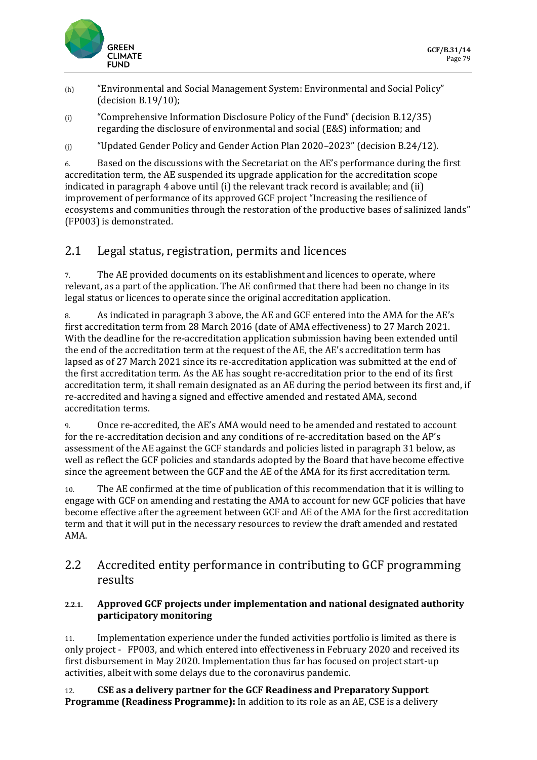(h) "Environmental and Social Management System: Environmental and Social Policy" (decision B.19/10);

(i) "Comprehensive Information Disclosure Policy of the Fund" (decision B.12/35) regarding the disclosure of environmental and social (E&S) information; and

(j) "Updated Gender Policy and Gender Action Plan 2020–2023" (decision B.24/12).

6. Based on the discussions with the Secretariat on the AE's performance during the first accreditation term, the AE suspended its upgrade application for the accreditation scope indicated in paragraph 4 above until (i) the relevant track record is available; and (ii) improvement of performance of its approved GCF project "Increasing the resilience of ecosystems and communities through the restoration of the productive bases of salinized lands" (FP003) is demonstrated.

## 2.1 Legal status, registration, permits and licences

7. The AE provided documents on its establishment and licences to operate, where relevant, as a part of the application. The AE confirmed that there had been no change in its legal status or licences to operate since the original accreditation application.

8. As indicated in paragraph 3 above, the AE and GCF entered into the AMA for the AE's first accreditation term from 28 March 2016 (date of AMA effectiveness) to 27 March 2021. With the deadline for the re-accreditation application submission having been extended until the end of the accreditation term at the request of the AE, the AE's accreditation term has lapsed as of 27 March 2021 since its re-accreditation application was submitted at the end of the first accreditation term. As the AE has sought re-accreditation prior to the end of its first accreditation term, it shall remain designated as an AE during the period between its first and, if re-accredited and having a signed and effective amended and restated AMA, second accreditation terms.

9. Once re-accredited, the AE's AMA would need to be amended and restated to account for the re-accreditation decision and any conditions of re-accreditation based on the AP's assessment of the AE against the GCF standards and policies listed in paragraph 31 below, as well as reflect the GCF policies and standards adopted by the Board that have become effective since the agreement between the GCF and the AE of the AMA for its first accreditation term.

10. The AE confirmed at the time of publication of this recommendation that it is willing to engage with GCF on amending and restating the AMA to account for new GCF policies that have become effective after the agreement between GCF and AE of the AMA for the first accreditation term and that it will put in the necessary resources to review the draft amended and restated AMA.

## 2.2 Accredited entity performance in contributing to GCF programming results

#### 2.2.1. Approved GCF projects under implementation and national designated authority participatory monitoring

11. Implementation experience under the funded activities portfolio is limited as there is only project - FP003, and which entered into effectiveness in February 2020 and received its first disbursement in May 2020. Implementation thus far has focused on project start-up activities, albeit with some delays due to the coronavirus pandemic.

12. **CSE as a delivery partner for the GCF Readiness and Preparatory Support Programme (Readiness Programme):** In addition to its role as an AE, CSE is a delivery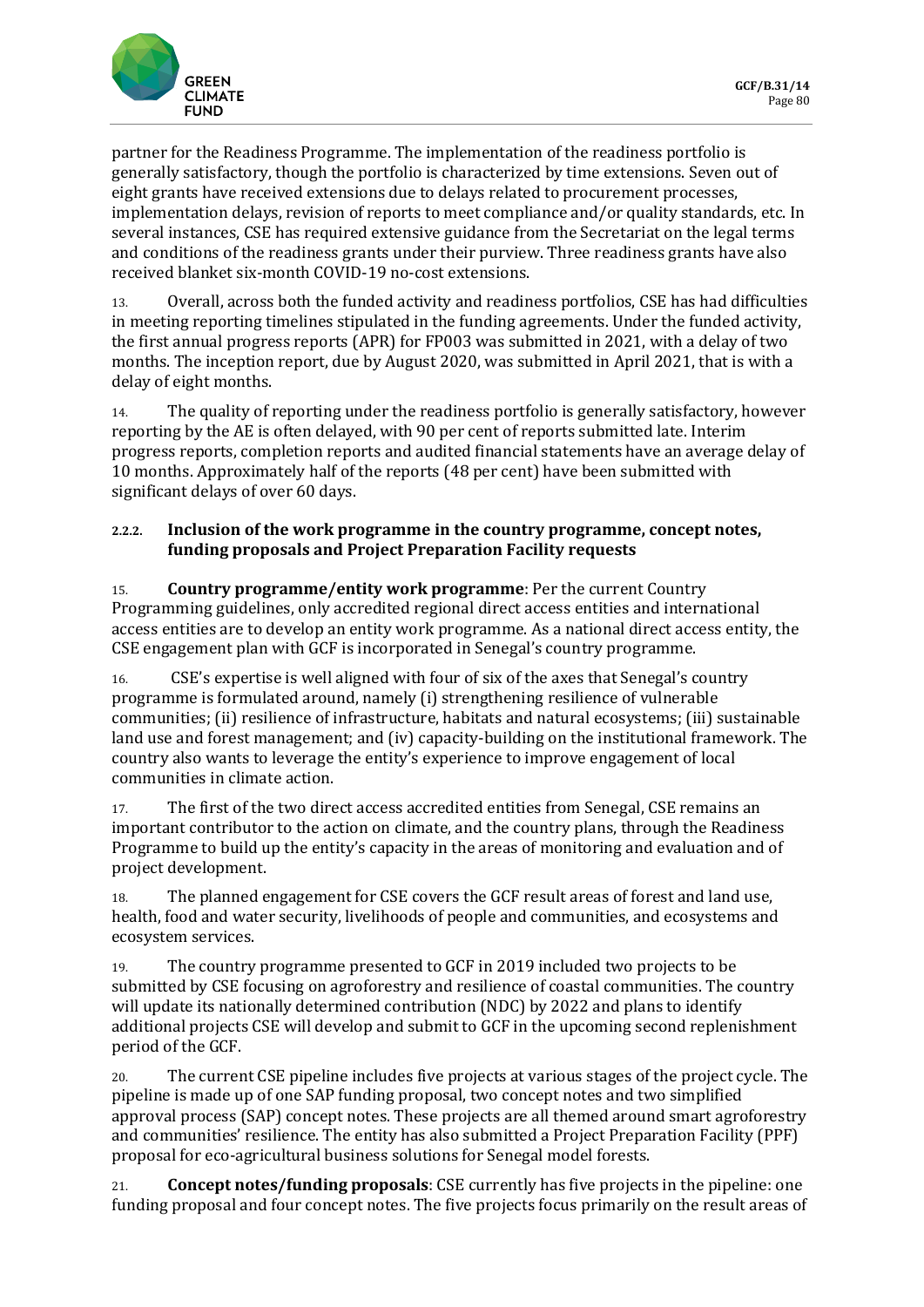partner for the Readiness Programme. The implementation of the readiness portfolio is generally satisfactory, though the portfolio is characterized by time extensions. Seven out of eight grants have received extensions due to delays related to procurement processes, implementation delays, revision of reports to meet compliance and/or quality standards, etc. In several instances, CSE has required extensive guidance from the Secretariat on the legal terms and conditions of the readiness grants under their purview. Three readiness grants have also received blanket six-month COVID-19 no-cost extensions.

13. Overall, across both the funded activity and readiness portfolios, CSE has had difficulties in meeting reporting timelines stipulated in the funding agreements. Under the funded activity, the first annual progress reports (APR) for FP003 was submitted in 2021, with a delay of two months. The inception report, due by August 2020, was submitted in April 2021, that is with a delay of eight months.

14. The quality of reporting under the readiness portfolio is generally satisfactory, however reporting by the AE is often delayed, with 90 per cent of reports submitted late. Interim progress reports, completion reports and audited financial statements have an average delay of 10 months. Approximately half of the reports (48 per cent) have been submitted with significant delays of over 60 days.

#### 2.2.2. Inclusion of the work programme in the country programme, concept notes, funding proposals and Project Preparation Facility requests

15. **Country programme/entity work programme**: Per the current Country Programming guidelines, only accredited regional direct access entities and international access entities are to develop an entity work programme. As a national direct access entity, the CSE engagement plan with GCF is incorporated in Senegal's country programme.

16. CSE's expertise is well aligned with four of six of the axes that Senegal's country programme is formulated around, namely (i) strengthening resilience of vulnerable communities; (ii) resilience of infrastructure, habitats and natural ecosystems; (iii) sustainable land use and forest management; and (iv) capacity-building on the institutional framework. The country also wants to leverage the entity's experience to improve engagement of local communities in climate action.

17. The first of the two direct access accredited entities from Senegal, CSE remains an important contributor to the action on climate, and the country plans, through the Readiness Programme to build up the entity's capacity in the areas of monitoring and evaluation and of project development.

18. The planned engagement for CSE covers the GCF result areas of forest and land use, health, food and water security, livelihoods of people and communities, and ecosystems and ecosystem services.

19. The country programme presented to GCF in 2019 included two projects to be submitted by CSE focusing on agroforestry and resilience of coastal communities. The country will update its nationally determined contribution (NDC) by 2022 and plans to identify additional projects CSE will develop and submit to GCF in the upcoming second replenishment period of the GCF.

20. The current CSE pipeline includes five projects at various stages of the project cycle. The pipeline is made up of one SAP funding proposal, two concept notes and two simplified approval process (SAP) concept notes. These projects are all themed around smart agroforestry and communities' resilience. The entity has also submitted a Project Preparation Facility (PPF) proposal for eco-agricultural business solutions for Senegal model forests.

21. **Concept notes/funding proposals**: CSE currently has five projects in the pipeline: one funding proposal and four concept notes. The five projects focus primarily on the result areas of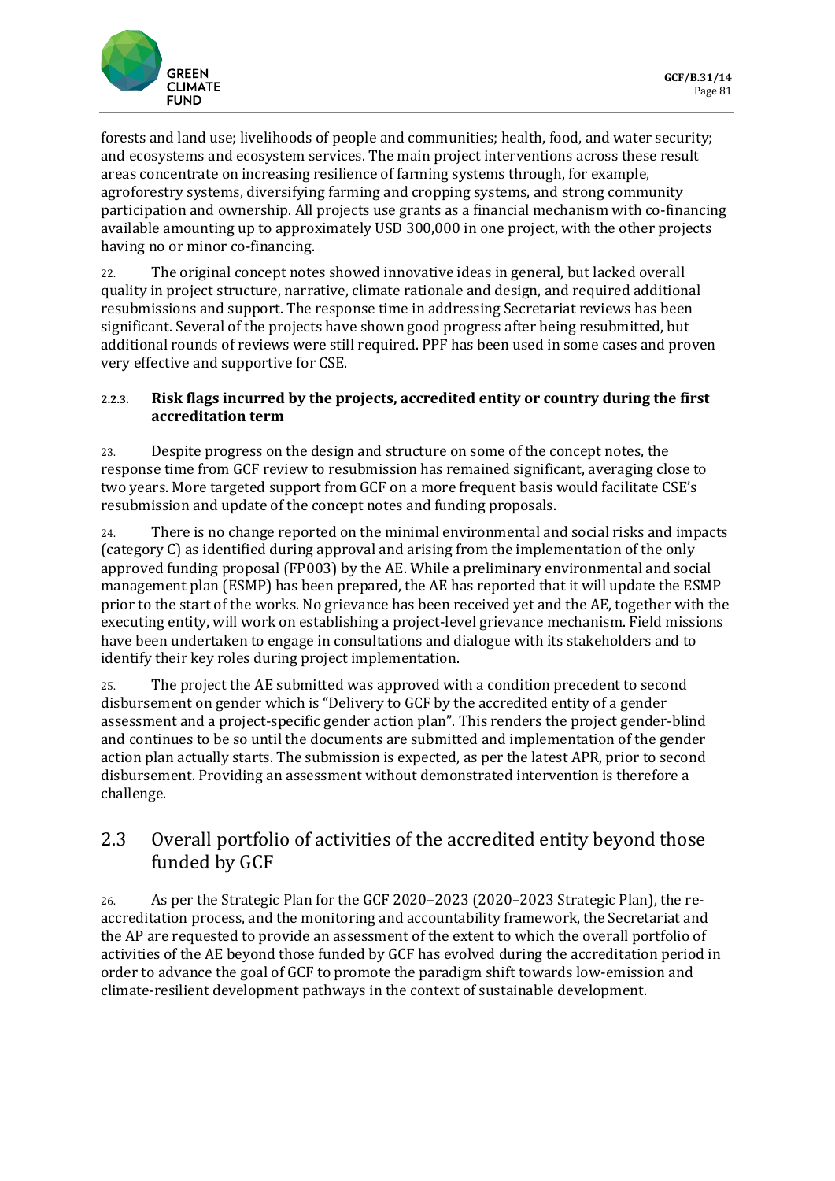forests and land use; livelihoods of people and communities; health, food, and water security; and ecosystems and ecosystem services. The main project interventions across these result areas concentrate on increasing resilience of farming systems through, for example, agroforestry systems, diversifying farming and cropping systems, and strong community participation and ownership. All projects use grants as a financial mechanism with co-financing available amounting up to approximately USD 300,000 in one project, with the other projects having no or minor co-financing.

22. The original concept notes showed innovative ideas in general, but lacked overall quality in project structure, narrative, climate rationale and design, and required additional resubmissions and support. The response time in addressing Secretariat reviews has been significant. Several of the projects have shown good progress after being resubmitted, but additional rounds of reviews were still required. PPF has been used in some cases and proven very effective and supportive for CSE.

#### 2.2.3. Risk flags incurred by the projects, accredited entity or country during the first accreditation term

23. Despite progress on the design and structure on some of the concept notes, the response time from GCF review to resubmission has remained significant, averaging close to two years. More targeted support from GCF on a more frequent basis would facilitate CSE's resubmission and update of the concept notes and funding proposals.

24. There is no change reported on the minimal environmental and social risks and impacts (category C) as identified during approval and arising from the implementation of the only approved funding proposal (FP003) by the AE. While a preliminary environmental and social management plan (ESMP) has been prepared, the AE has reported that it will update the ESMP prior to the start of the works. No grievance has been received yet and the AE, together with the executing entity, will work on establishing a project-level grievance mechanism. Field missions have been undertaken to engage in consultations and dialogue with its stakeholders and to identify their key roles during project implementation.

25. The project the AE submitted was approved with a condition precedent to second disbursement on gender which is "Delivery to GCF by the accredited entity of a gender assessment and a project-specific gender action plan". This renders the project gender-blind and continues to be so until the documents are submitted and implementation of the gender action plan actually starts. The submission is expected, as per the latest APR, prior to second disbursement. Providing an assessment without demonstrated intervention is therefore a challenge.

## 2.3 Overall portfolio of activities of the accredited entity beyond those funded by GCF

26. As per the Strategic Plan for the GCF 2020–2023 (2020–2023 Strategic Plan), the re-accreditation process, and the monitoring and accountability framework, the Secretariat and the AP are requested to provide an assessment of the extent to which the overall portfolio of activities of the AE beyond those funded by GCF has evolved during the accreditation period in order to advance the goal of GCF to promote the paradigm shift towards low-emission and climate-resilient development pathways in the context of sustainable development.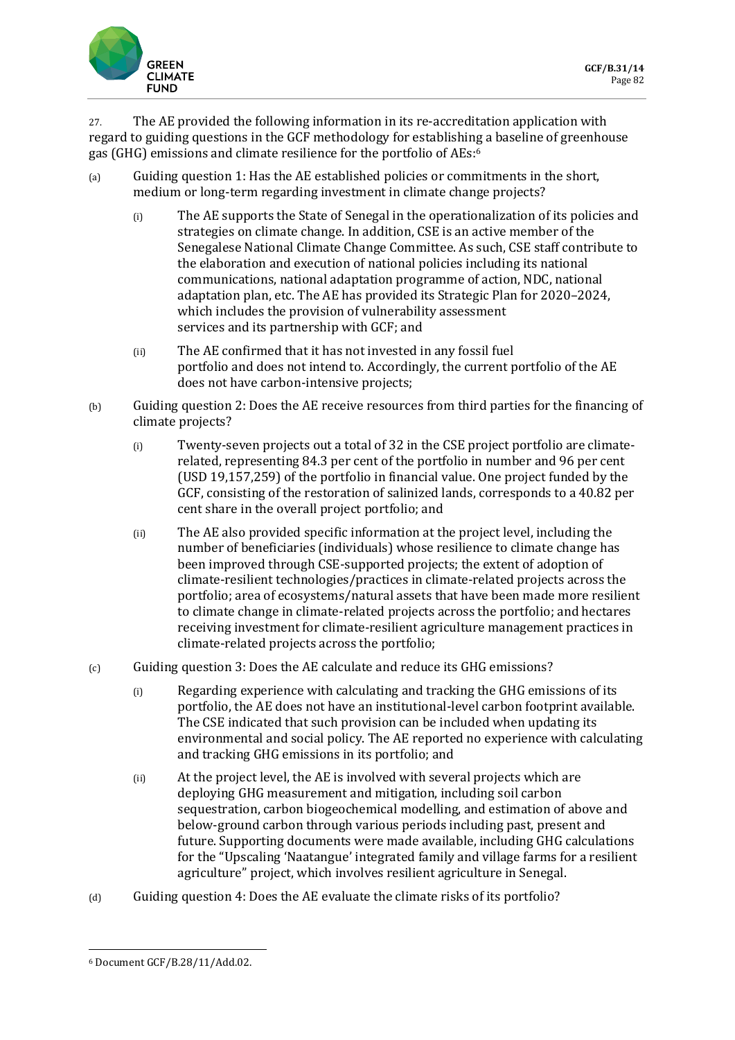27. The AE provided the following information in its re-accreditation application with regard to guiding questions in the GCF methodology for establishing a baseline of greenhouse gas (GHG) emissions and climate resilience for the portfolio of AEs:[6]

(a) Guiding question 1: Has the AE established policies or commitments in the short, medium or long-term regarding investment in climate change projects?

  (i) The AE supports the State of Senegal in the operationalization of its policies and strategies on climate change. In addition, CSE is an active member of the Senegalese National Climate Change Committee. As such, CSE staff contribute to the elaboration and execution of national policies including its national communications, national adaptation programme of action, NDC, national adaptation plan, etc. The AE has provided its Strategic Plan for 2020–2024, which includes the provision of vulnerability assessment services and its partnership with GCF; and

  (ii) The AE confirmed that it has not invested in any fossil fuel portfolio and does not intend to. Accordingly, the current portfolio of the AE does not have carbon-intensive projects;

(b) Guiding question 2: Does the AE receive resources from third parties for the financing of climate projects?

  (i) Twenty-seven projects out a total of 32 in the CSE project portfolio are climate-related, representing 84.3 per cent of the portfolio in number and 96 per cent (USD 19,157,259) of the portfolio in financial value. One project funded by the GCF, consisting of the restoration of salinized lands, corresponds to a 40.82 per cent share in the overall project portfolio; and

  (ii) The AE also provided specific information at the project level, including the number of beneficiaries (individuals) whose resilience to climate change has been improved through CSE-supported projects; the extent of adoption of climate-resilient technologies/practices in climate-related projects across the portfolio; area of ecosystems/natural assets that have been made more resilient to climate change in climate-related projects across the portfolio; and hectares receiving investment for climate-resilient agriculture management practices in climate-related projects across the portfolio;

(c) Guiding question 3: Does the AE calculate and reduce its GHG emissions?

  (i) Regarding experience with calculating and tracking the GHG emissions of its portfolio, the AE does not have an institutional-level carbon footprint available. The CSE indicated that such provision can be included when updating its environmental and social policy. The AE reported no experience with calculating and tracking GHG emissions in its portfolio; and

  (ii) At the project level, the AE is involved with several projects which are deploying GHG measurement and mitigation, including soil carbon sequestration, carbon biogeochemical modelling, and estimation of above and below-ground carbon through various periods including past, present and future. Supporting documents were made available, including GHG calculations for the "Upscaling 'Naatangue' integrated family and village farms for a resilient agriculture" project, which involves resilient agriculture in Senegal.

(d) Guiding question 4: Does the AE evaluate the climate risks of its portfolio?

[6] Document GCF/B.28/11/Add.02.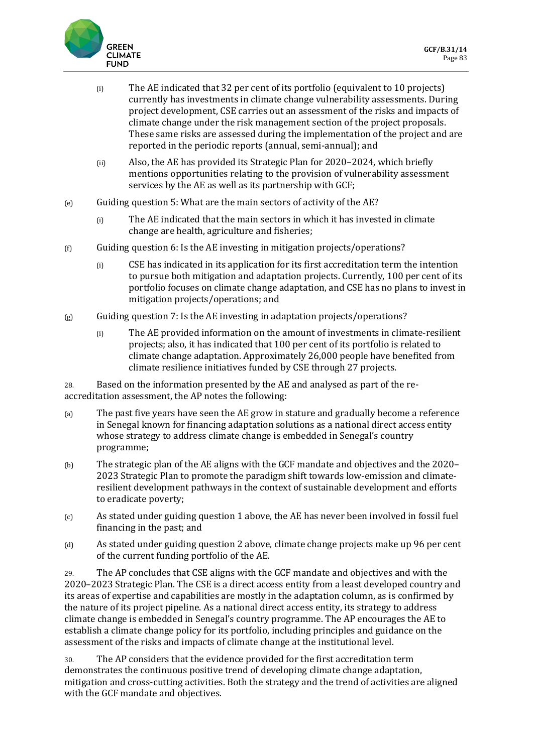(i) The AE indicated that 32 per cent of its portfolio (equivalent to 10 projects) currently has investments in climate change vulnerability assessments. During project development, CSE carries out an assessment of the risks and impacts of climate change under the risk management section of the project proposals. These same risks are assessed during the implementation of the project and are reported in the periodic reports (annual, semi-annual); and

(ii) Also, the AE has provided its Strategic Plan for 2020–2024, which briefly mentions opportunities relating to the provision of vulnerability assessment services by the AE as well as its partnership with GCF;

(e) Guiding question 5: What are the main sectors of activity of the AE?

(i) The AE indicated that the main sectors in which it has invested in climate change are health, agriculture and fisheries;

(f) Guiding question 6: Is the AE investing in mitigation projects/operations?

(i) CSE has indicated in its application for its first accreditation term the intention to pursue both mitigation and adaptation projects. Currently, 100 per cent of its portfolio focuses on climate change adaptation, and CSE has no plans to invest in mitigation projects/operations; and

(g) Guiding question 7: Is the AE investing in adaptation projects/operations?

(i) The AE provided information on the amount of investments in climate-resilient projects; also, it has indicated that 100 per cent of its portfolio is related to climate change adaptation. Approximately 26,000 people have benefited from climate resilience initiatives funded by CSE through 27 projects.

28. Based on the information presented by the AE and analysed as part of the re-accreditation assessment, the AP notes the following:

(a) The past five years have seen the AE grow in stature and gradually become a reference in Senegal known for financing adaptation solutions as a national direct access entity whose strategy to address climate change is embedded in Senegal's country programme;

(b) The strategic plan of the AE aligns with the GCF mandate and objectives and the 2020–2023 Strategic Plan to promote the paradigm shift towards low-emission and climate-resilient development pathways in the context of sustainable development and efforts to eradicate poverty;

(c) As stated under guiding question 1 above, the AE has never been involved in fossil fuel financing in the past; and

(d) As stated under guiding question 2 above, climate change projects make up 96 per cent of the current funding portfolio of the AE.

29. The AP concludes that CSE aligns with the GCF mandate and objectives and with the 2020–2023 Strategic Plan. The CSE is a direct access entity from a least developed country and its areas of expertise and capabilities are mostly in the adaptation column, as is confirmed by the nature of its project pipeline. As a national direct access entity, its strategy to address climate change is embedded in Senegal's country programme. The AP encourages the AE to establish a climate change policy for its portfolio, including principles and guidance on the assessment of the risks and impacts of climate change at the institutional level.

30. The AP considers that the evidence provided for the first accreditation term demonstrates the continuous positive trend of developing climate change adaptation, mitigation and cross-cutting activities. Both the strategy and the trend of activities are aligned with the GCF mandate and objectives.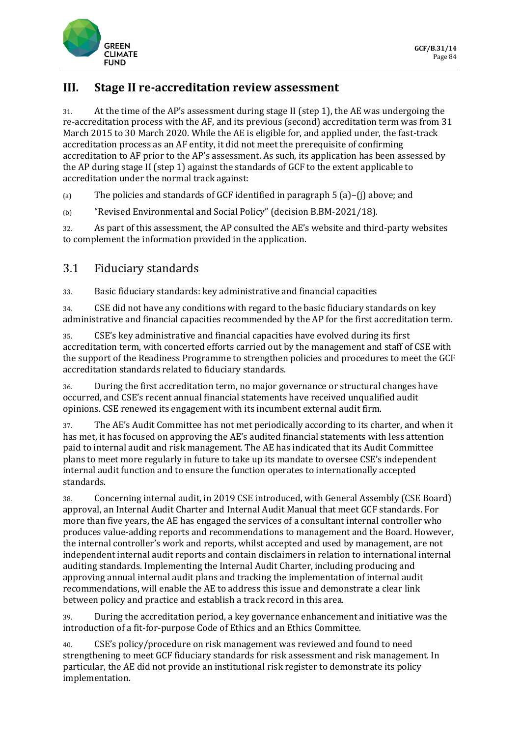# III. Stage II re-accreditation review assessment

31. At the time of the AP's assessment during stage II (step 1), the AE was undergoing the re-accreditation process with the AF, and its previous (second) accreditation term was from 31 March 2015 to 30 March 2020. While the AE is eligible for, and applied under, the fast-track accreditation process as an AF entity, it did not meet the prerequisite of confirming accreditation to AF prior to the AP's assessment. As such, its application has been assessed by the AP during stage II (step 1) against the standards of GCF to the extent applicable to accreditation under the normal track against:

(a) The policies and standards of GCF identified in paragraph 5 (a)–(j) above; and

(b) "Revised Environmental and Social Policy" (decision B.BM-2021/18).

32. As part of this assessment, the AP consulted the AE's website and third-party websites to complement the information provided in the application.

## 3.1 Fiduciary standards

33. Basic fiduciary standards: key administrative and financial capacities

34. CSE did not have any conditions with regard to the basic fiduciary standards on key administrative and financial capacities recommended by the AP for the first accreditation term.

35. CSE's key administrative and financial capacities have evolved during its first accreditation term, with concerted efforts carried out by the management and staff of CSE with the support of the Readiness Programme to strengthen policies and procedures to meet the GCF accreditation standards related to fiduciary standards.

36. During the first accreditation term, no major governance or structural changes have occurred, and CSE's recent annual financial statements have received unqualified audit opinions. CSE renewed its engagement with its incumbent external audit firm.

37. The AE's Audit Committee has not met periodically according to its charter, and when it has met, it has focused on approving the AE's audited financial statements with less attention paid to internal audit and risk management. The AE has indicated that its Audit Committee plans to meet more regularly in future to take up its mandate to oversee CSE's independent internal audit function and to ensure the function operates to internationally accepted standards.

38. Concerning internal audit, in 2019 CSE introduced, with General Assembly (CSE Board) approval, an Internal Audit Charter and Internal Audit Manual that meet GCF standards. For more than five years, the AE has engaged the services of a consultant internal controller who produces value-adding reports and recommendations to management and the Board. However, the internal controller's work and reports, whilst accepted and used by management, are not independent internal audit reports and contain disclaimers in relation to international internal auditing standards. Implementing the Internal Audit Charter, including producing and approving annual internal audit plans and tracking the implementation of internal audit recommendations, will enable the AE to address this issue and demonstrate a clear link between policy and practice and establish a track record in this area.

39. During the accreditation period, a key governance enhancement and initiative was the introduction of a fit-for-purpose Code of Ethics and an Ethics Committee.

40. CSE's policy/procedure on risk management was reviewed and found to need strengthening to meet GCF fiduciary standards for risk assessment and risk management. In particular, the AE did not provide an institutional risk register to demonstrate its policy implementation.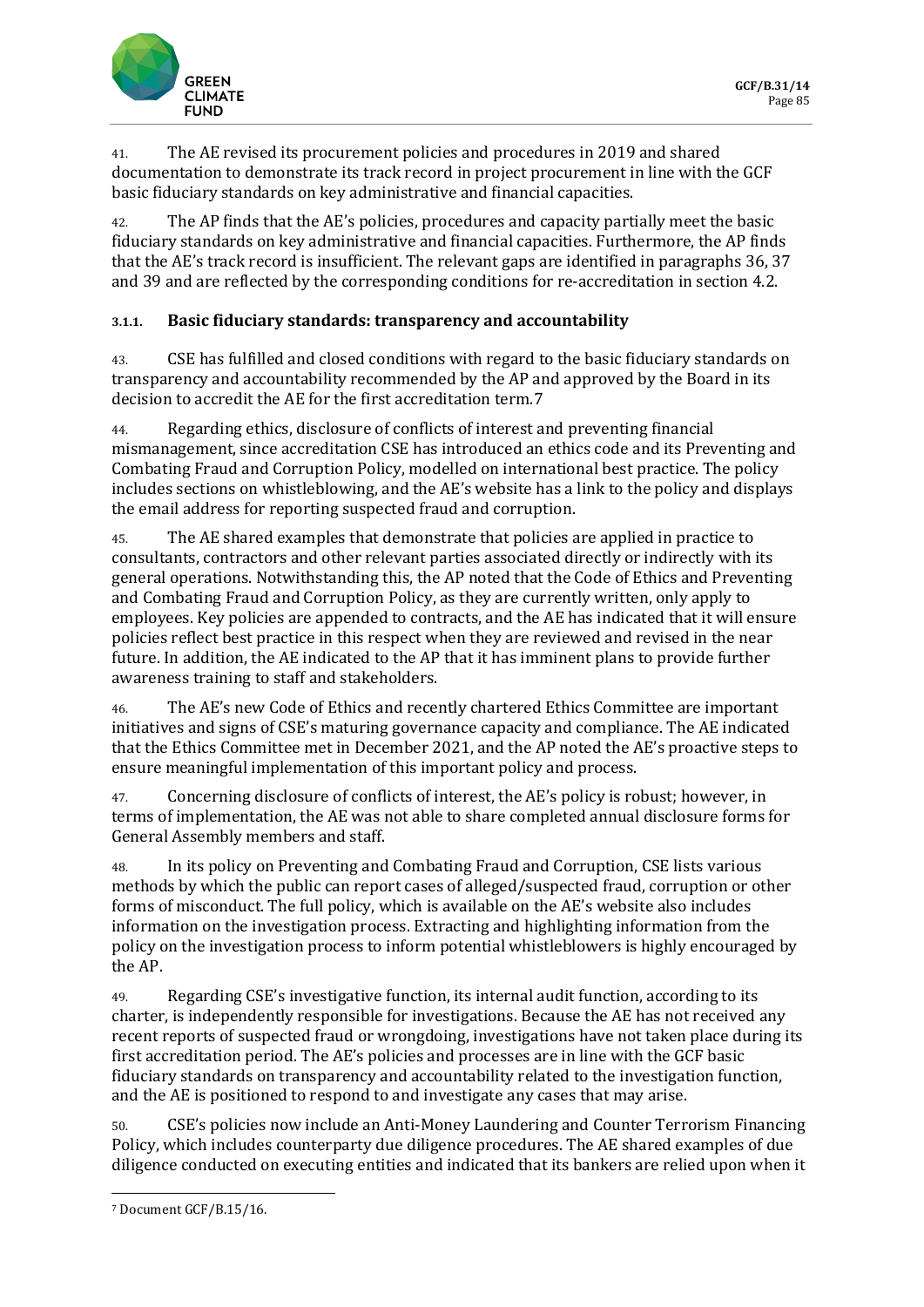41. The AE revised its procurement policies and procedures in 2019 and shared documentation to demonstrate its track record in project procurement in line with the GCF basic fiduciary standards on key administrative and financial capacities.

42. The AP finds that the AE's policies, procedures and capacity partially meet the basic fiduciary standards on key administrative and financial capacities. Furthermore, the AP finds that the AE's track record is insufficient. The relevant gaps are identified in paragraphs 36, 37 and 39 and are reflected by the corresponding conditions for re-accreditation in section 4.2.

### 3.1.1. Basic fiduciary standards: transparency and accountability

43. CSE has fulfilled and closed conditions with regard to the basic fiduciary standards on transparency and accountability recommended by the AP and approved by the Board in its decision to accredit the AE for the first accreditation term.[7]

44. Regarding ethics, disclosure of conflicts of interest and preventing financial mismanagement, since accreditation CSE has introduced an ethics code and its Preventing and Combating Fraud and Corruption Policy, modelled on international best practice. The policy includes sections on whistleblowing, and the AE's website has a link to the policy and displays the email address for reporting suspected fraud and corruption.

45. The AE shared examples that demonstrate that policies are applied in practice to consultants, contractors and other relevant parties associated directly or indirectly with its general operations. Notwithstanding this, the AP noted that the Code of Ethics and Preventing and Combating Fraud and Corruption Policy, as they are currently written, only apply to employees. Key policies are appended to contracts, and the AE has indicated that it will ensure policies reflect best practice in this respect when they are reviewed and revised in the near future. In addition, the AE indicated to the AP that it has imminent plans to provide further awareness training to staff and stakeholders.

46. The AE's new Code of Ethics and recently chartered Ethics Committee are important initiatives and signs of CSE's maturing governance capacity and compliance. The AE indicated that the Ethics Committee met in December 2021, and the AP noted the AE's proactive steps to ensure meaningful implementation of this important policy and process.

47. Concerning disclosure of conflicts of interest, the AE's policy is robust; however, in terms of implementation, the AE was not able to share completed annual disclosure forms for General Assembly members and staff.

48. In its policy on Preventing and Combating Fraud and Corruption, CSE lists various methods by which the public can report cases of alleged/suspected fraud, corruption or other forms of misconduct. The full policy, which is available on the AE's website also includes information on the investigation process. Extracting and highlighting information from the policy on the investigation process to inform potential whistleblowers is highly encouraged by the AP.

49. Regarding CSE's investigative function, its internal audit function, according to its charter, is independently responsible for investigations. Because the AE has not received any recent reports of suspected fraud or wrongdoing, investigations have not taken place during its first accreditation period. The AE's policies and processes are in line with the GCF basic fiduciary standards on transparency and accountability related to the investigation function, and the AE is positioned to respond to and investigate any cases that may arise.

50. CSE's policies now include an Anti-Money Laundering and Counter Terrorism Financing Policy, which includes counterparty due diligence procedures. The AE shared examples of due diligence conducted on executing entities and indicated that its bankers are relied upon when it

---

[7] Document GCF/B.15/16.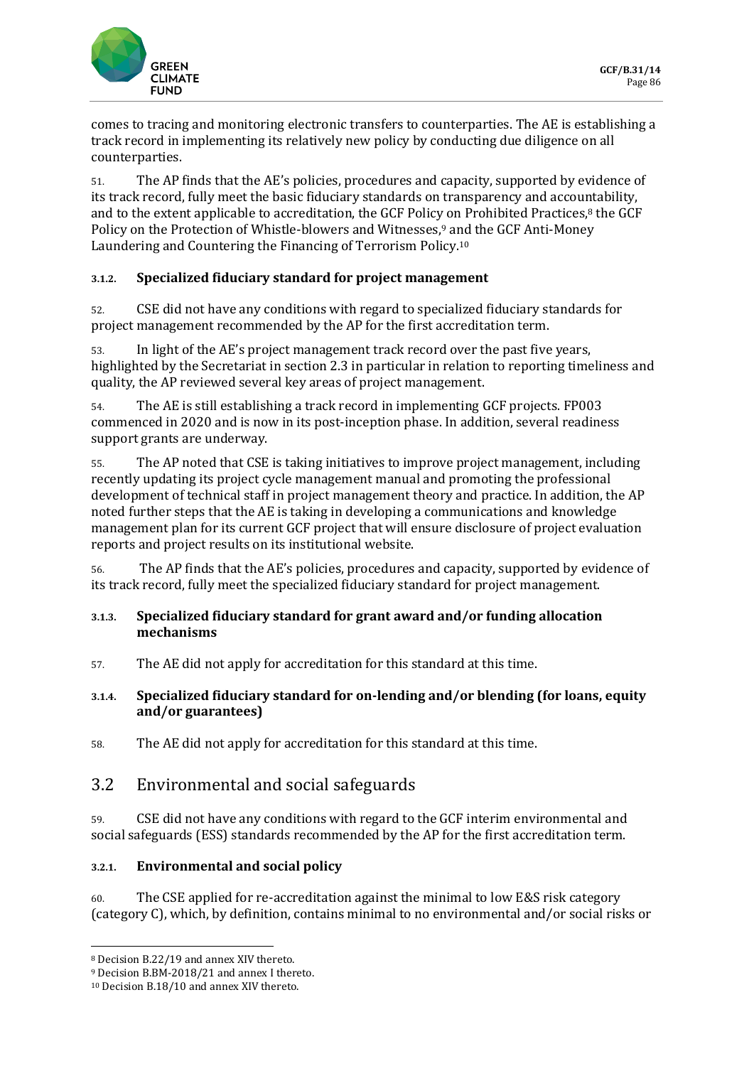comes to tracing and monitoring electronic transfers to counterparties. The AE is establishing a track record in implementing its relatively new policy by conducting due diligence on all counterparties.

51. The AP finds that the AE's policies, procedures and capacity, supported by evidence of its track record, fully meet the basic fiduciary standards on transparency and accountability, and to the extent applicable to accreditation, the GCF Policy on Prohibited Practices,[8] the GCF Policy on the Protection of Whistle-blowers and Witnesses,[9] and the GCF Anti-Money Laundering and Countering the Financing of Terrorism Policy.[10]

#### 3.1.2. Specialized fiduciary standard for project management

52. CSE did not have any conditions with regard to specialized fiduciary standards for project management recommended by the AP for the first accreditation term.

53. In light of the AE's project management track record over the past five years, highlighted by the Secretariat in section 2.3 in particular in relation to reporting timeliness and quality, the AP reviewed several key areas of project management.

54. The AE is still establishing a track record in implementing GCF projects. FP003 commenced in 2020 and is now in its post-inception phase. In addition, several readiness support grants are underway.

55. The AP noted that CSE is taking initiatives to improve project management, including recently updating its project cycle management manual and promoting the professional development of technical staff in project management theory and practice. In addition, the AP noted further steps that the AE is taking in developing a communications and knowledge management plan for its current GCF project that will ensure disclosure of project evaluation reports and project results on its institutional website.

56. The AP finds that the AE's policies, procedures and capacity, supported by evidence of its track record, fully meet the specialized fiduciary standard for project management.

#### 3.1.3. Specialized fiduciary standard for grant award and/or funding allocation mechanisms

57. The AE did not apply for accreditation for this standard at this time.

#### 3.1.4. Specialized fiduciary standard for on-lending and/or blending (for loans, equity and/or guarantees)

58. The AE did not apply for accreditation for this standard at this time.

## 3.2 Environmental and social safeguards

59. CSE did not have any conditions with regard to the GCF interim environmental and social safeguards (ESS) standards recommended by the AP for the first accreditation term.

#### 3.2.1. Environmental and social policy

60. The CSE applied for re-accreditation against the minimal to low E&S risk category (category C), which, by definition, contains minimal to no environmental and/or social risks or

---

[8] Decision B.22/19 and annex XIV thereto.

[9] Decision B.BM-2018/21 and annex I thereto.

[10] Decision B.18/10 and annex XIV thereto.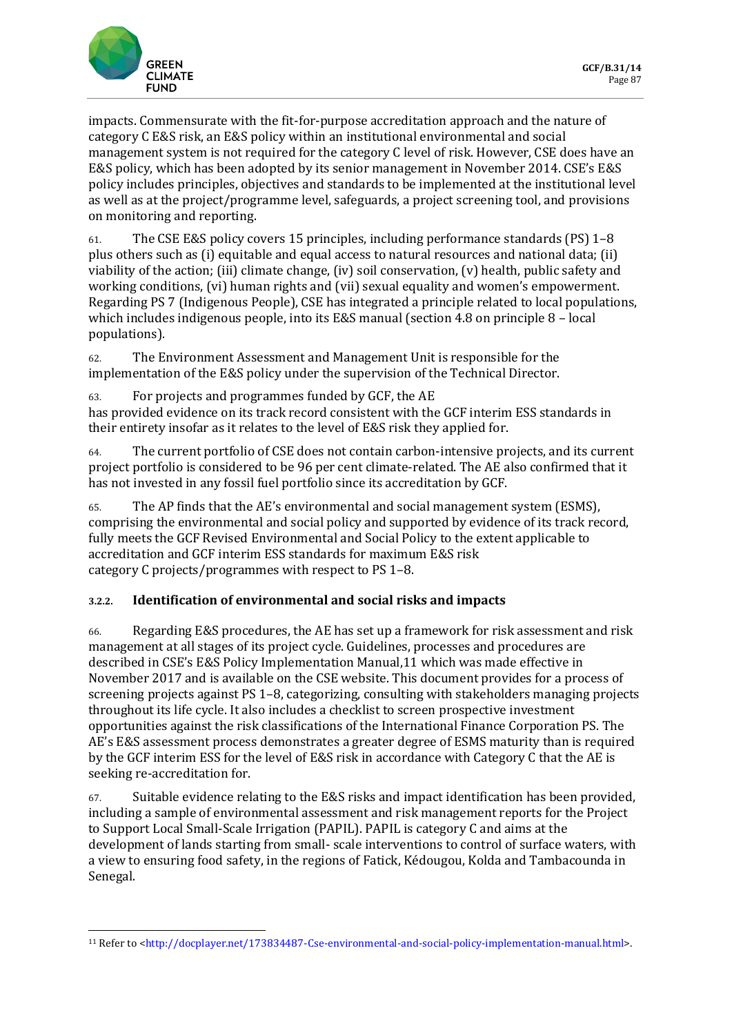impacts. Commensurate with the fit-for-purpose accreditation approach and the nature of category C E&S risk, an E&S policy within an institutional environmental and social management system is not required for the category C level of risk. However, CSE does have an E&S policy, which has been adopted by its senior management in November 2014. CSE's E&S policy includes principles, objectives and standards to be implemented at the institutional level as well as at the project/programme level, safeguards, a project screening tool, and provisions on monitoring and reporting.

61. The CSE E&S policy covers 15 principles, including performance standards (PS) 1–8 plus others such as (i) equitable and equal access to natural resources and national data; (ii) viability of the action; (iii) climate change, (iv) soil conservation, (v) health, public safety and working conditions, (vi) human rights and (vii) sexual equality and women's empowerment. Regarding PS 7 (Indigenous People), CSE has integrated a principle related to local populations, which includes indigenous people, into its E&S manual (section 4.8 on principle 8 – local populations).

62. The Environment Assessment and Management Unit is responsible for the implementation of the E&S policy under the supervision of the Technical Director.

63. For projects and programmes funded by GCF, the AE has provided evidence on its track record consistent with the GCF interim ESS standards in their entirety insofar as it relates to the level of E&S risk they applied for.

64. The current portfolio of CSE does not contain carbon-intensive projects, and its current project portfolio is considered to be 96 per cent climate-related. The AE also confirmed that it has not invested in any fossil fuel portfolio since its accreditation by GCF.

65. The AP finds that the AE's environmental and social management system (ESMS), comprising the environmental and social policy and supported by evidence of its track record, fully meets the GCF Revised Environmental and Social Policy to the extent applicable to accreditation and GCF interim ESS standards for maximum E&S risk category C projects/programmes with respect to PS 1–8.

#### 3.2.2. Identification of environmental and social risks and impacts

66. Regarding E&S procedures, the AE has set up a framework for risk assessment and risk management at all stages of its project cycle. Guidelines, processes and procedures are described in CSE's E&S Policy Implementation Manual,[11] which was made effective in November 2017 and is available on the CSE website. This document provides for a process of screening projects against PS 1–8, categorizing, consulting with stakeholders managing projects throughout its life cycle. It also includes a checklist to screen prospective investment opportunities against the risk classifications of the International Finance Corporation PS. The AE's E&S assessment process demonstrates a greater degree of ESMS maturity than is required by the GCF interim ESS for the level of E&S risk in accordance with Category C that the AE is seeking re-accreditation for.

67. Suitable evidence relating to the E&S risks and impact identification has been provided, including a sample of environmental assessment and risk management reports for the Project to Support Local Small-Scale Irrigation (PAPIL). PAPIL is category C and aims at the development of lands starting from small- scale interventions to control of surface waters, with a view to ensuring food safety, in the regions of Fatick, Kédougou, Kolda and Tambacounda in Senegal.

---

[11] Refer to <http://docplayer.net/173834487-Cse-environmental-and-social-policy-implementation-manual.html>.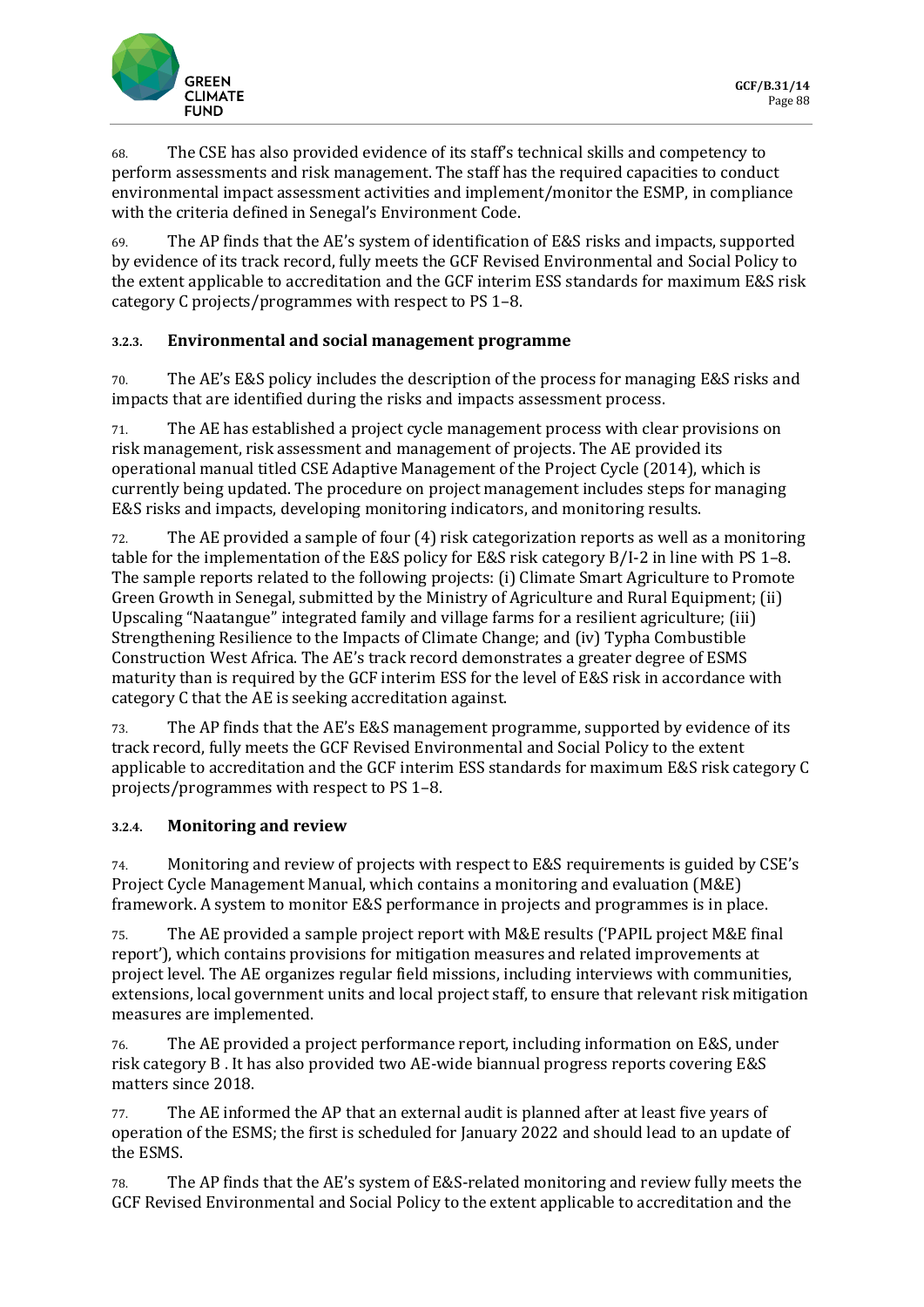68. The CSE has also provided evidence of its staff's technical skills and competency to perform assessments and risk management. The staff has the required capacities to conduct environmental impact assessment activities and implement/monitor the ESMP, in compliance with the criteria defined in Senegal's Environment Code.

69. The AP finds that the AE's system of identification of E&S risks and impacts, supported by evidence of its track record, fully meets the GCF Revised Environmental and Social Policy to the extent applicable to accreditation and the GCF interim ESS standards for maximum E&S risk category C projects/programmes with respect to PS 1–8.

### 3.2.3. Environmental and social management programme

70. The AE's E&S policy includes the description of the process for managing E&S risks and impacts that are identified during the risks and impacts assessment process.

71. The AE has established a project cycle management process with clear provisions on risk management, risk assessment and management of projects. The AE provided its operational manual titled CSE Adaptive Management of the Project Cycle (2014), which is currently being updated. The procedure on project management includes steps for managing E&S risks and impacts, developing monitoring indicators, and monitoring results.

72. The AE provided a sample of four (4) risk categorization reports as well as a monitoring table for the implementation of the E&S policy for E&S risk category B/I-2 in line with PS 1–8. The sample reports related to the following projects: (i) Climate Smart Agriculture to Promote Green Growth in Senegal, submitted by the Ministry of Agriculture and Rural Equipment; (ii) Upscaling "Naatangue" integrated family and village farms for a resilient agriculture; (iii) Strengthening Resilience to the Impacts of Climate Change; and (iv) Typha Combustible Construction West Africa. The AE's track record demonstrates a greater degree of ESMS maturity than is required by the GCF interim ESS for the level of E&S risk in accordance with category C that the AE is seeking accreditation against.

73. The AP finds that the AE's E&S management programme, supported by evidence of its track record, fully meets the GCF Revised Environmental and Social Policy to the extent applicable to accreditation and the GCF interim ESS standards for maximum E&S risk category C projects/programmes with respect to PS 1–8.

### 3.2.4. Monitoring and review

74. Monitoring and review of projects with respect to E&S requirements is guided by CSE's Project Cycle Management Manual, which contains a monitoring and evaluation (M&E) framework. A system to monitor E&S performance in projects and programmes is in place.

75. The AE provided a sample project report with M&E results ('PAPIL project M&E final report'), which contains provisions for mitigation measures and related improvements at project level. The AE organizes regular field missions, including interviews with communities, extensions, local government units and local project staff, to ensure that relevant risk mitigation measures are implemented.

76. The AE provided a project performance report, including information on E&S, under risk category B . It has also provided two AE-wide biannual progress reports covering E&S matters since 2018.

77. The AE informed the AP that an external audit is planned after at least five years of operation of the ESMS; the first is scheduled for January 2022 and should lead to an update of the ESMS.

78. The AP finds that the AE's system of E&S-related monitoring and review fully meets the GCF Revised Environmental and Social Policy to the extent applicable to accreditation and the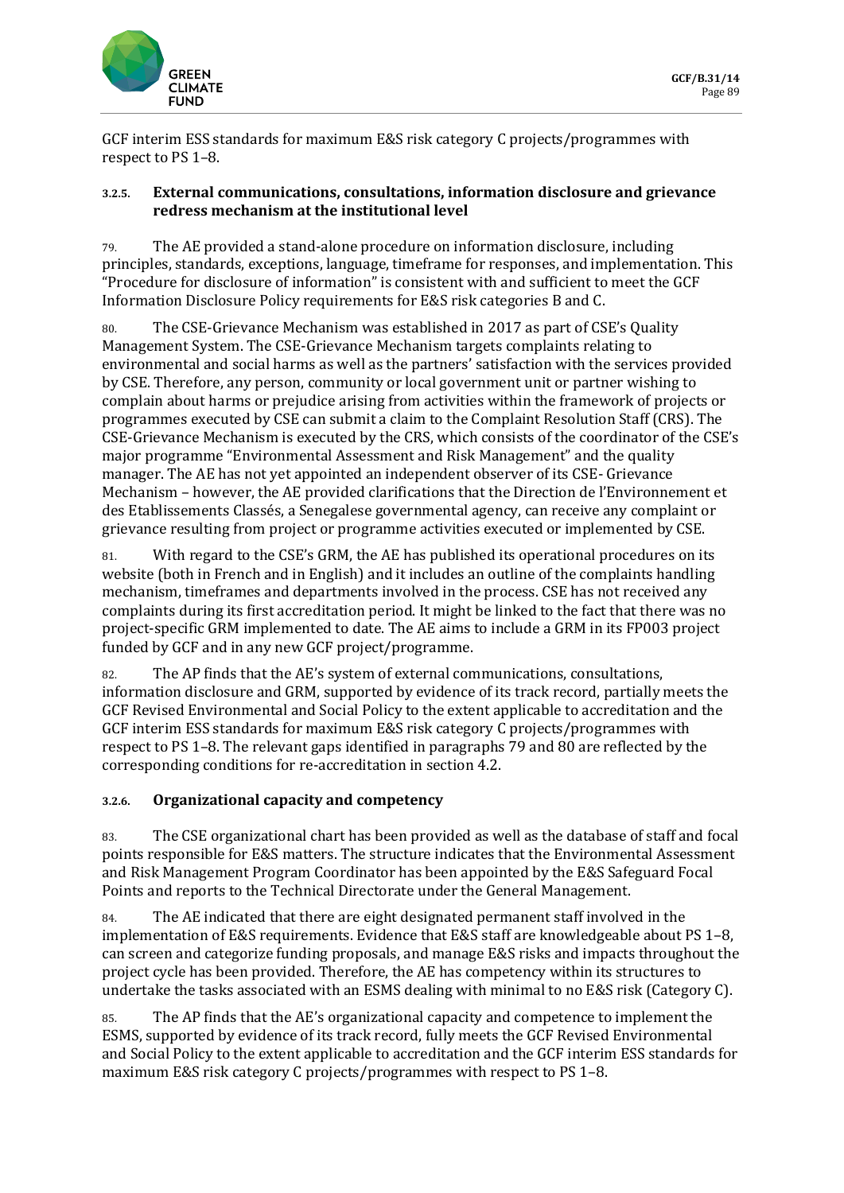GCF interim ESS standards for maximum E&S risk category C projects/programmes with respect to PS 1–8.

### 3.2.5. External communications, consultations, information disclosure and grievance redress mechanism at the institutional level

79. The AE provided a stand-alone procedure on information disclosure, including principles, standards, exceptions, language, timeframe for responses, and implementation. This "Procedure for disclosure of information" is consistent with and sufficient to meet the GCF Information Disclosure Policy requirements for E&S risk categories B and C.

80. The CSE-Grievance Mechanism was established in 2017 as part of CSE's Quality Management System. The CSE-Grievance Mechanism targets complaints relating to environmental and social harms as well as the partners' satisfaction with the services provided by CSE. Therefore, any person, community or local government unit or partner wishing to complain about harms or prejudice arising from activities within the framework of projects or programmes executed by CSE can submit a claim to the Complaint Resolution Staff (CRS). The CSE-Grievance Mechanism is executed by the CRS, which consists of the coordinator of the CSE's major programme "Environmental Assessment and Risk Management" and the quality manager. The AE has not yet appointed an independent observer of its CSE- Grievance Mechanism – however, the AE provided clarifications that the Direction de l'Environnement et des Etablissements Classés, a Senegalese governmental agency, can receive any complaint or grievance resulting from project or programme activities executed or implemented by CSE.

81. With regard to the CSE's GRM, the AE has published its operational procedures on its website (both in French and in English) and it includes an outline of the complaints handling mechanism, timeframes and departments involved in the process. CSE has not received any complaints during its first accreditation period. It might be linked to the fact that there was no project-specific GRM implemented to date. The AE aims to include a GRM in its FP003 project funded by GCF and in any new GCF project/programme.

82. The AP finds that the AE's system of external communications, consultations, information disclosure and GRM, supported by evidence of its track record, partially meets the GCF Revised Environmental and Social Policy to the extent applicable to accreditation and the GCF interim ESS standards for maximum E&S risk category C projects/programmes with respect to PS 1–8. The relevant gaps identified in paragraphs 79 and 80 are reflected by the corresponding conditions for re-accreditation in section 4.2.

### 3.2.6. Organizational capacity and competency

83. The CSE organizational chart has been provided as well as the database of staff and focal points responsible for E&S matters. The structure indicates that the Environmental Assessment and Risk Management Program Coordinator has been appointed by the E&S Safeguard Focal Points and reports to the Technical Directorate under the General Management.

84. The AE indicated that there are eight designated permanent staff involved in the implementation of E&S requirements. Evidence that E&S staff are knowledgeable about PS 1–8, can screen and categorize funding proposals, and manage E&S risks and impacts throughout the project cycle has been provided. Therefore, the AE has competency within its structures to undertake the tasks associated with an ESMS dealing with minimal to no E&S risk (Category C).

85. The AP finds that the AE's organizational capacity and competence to implement the ESMS, supported by evidence of its track record, fully meets the GCF Revised Environmental and Social Policy to the extent applicable to accreditation and the GCF interim ESS standards for maximum E&S risk category C projects/programmes with respect to PS 1–8.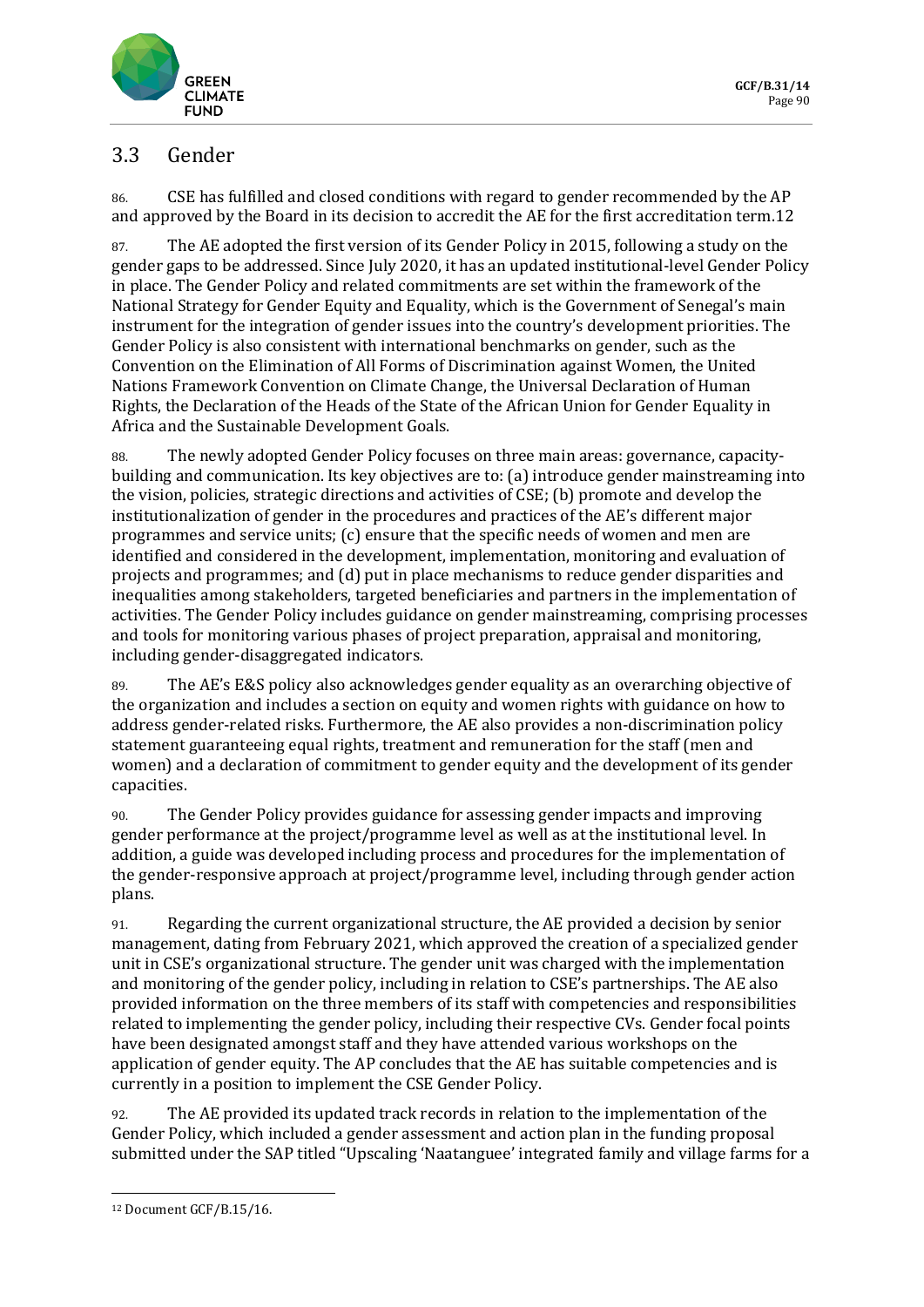## 3.3 Gender

86. CSE has fulfilled and closed conditions with regard to gender recommended by the AP and approved by the Board in its decision to accredit the AE for the first accreditation term.[12]

87. The AE adopted the first version of its Gender Policy in 2015, following a study on the gender gaps to be addressed. Since July 2020, it has an updated institutional-level Gender Policy in place. The Gender Policy and related commitments are set within the framework of the National Strategy for Gender Equity and Equality, which is the Government of Senegal's main instrument for the integration of gender issues into the country's development priorities. The Gender Policy is also consistent with international benchmarks on gender, such as the Convention on the Elimination of All Forms of Discrimination against Women, the United Nations Framework Convention on Climate Change, the Universal Declaration of Human Rights, the Declaration of the Heads of the State of the African Union for Gender Equality in Africa and the Sustainable Development Goals.

88. The newly adopted Gender Policy focuses on three main areas: governance, capacity-building and communication. Its key objectives are to: (a) introduce gender mainstreaming into the vision, policies, strategic directions and activities of CSE; (b) promote and develop the institutionalization of gender in the procedures and practices of the AE's different major programmes and service units; (c) ensure that the specific needs of women and men are identified and considered in the development, implementation, monitoring and evaluation of projects and programmes; and (d) put in place mechanisms to reduce gender disparities and inequalities among stakeholders, targeted beneficiaries and partners in the implementation of activities. The Gender Policy includes guidance on gender mainstreaming, comprising processes and tools for monitoring various phases of project preparation, appraisal and monitoring, including gender-disaggregated indicators.

89. The AE's E&S policy also acknowledges gender equality as an overarching objective of the organization and includes a section on equity and women rights with guidance on how to address gender-related risks. Furthermore, the AE also provides a non-discrimination policy statement guaranteeing equal rights, treatment and remuneration for the staff (men and women) and a declaration of commitment to gender equity and the development of its gender capacities.

90. The Gender Policy provides guidance for assessing gender impacts and improving gender performance at the project/programme level as well as at the institutional level. In addition, a guide was developed including process and procedures for the implementation of the gender-responsive approach at project/programme level, including through gender action plans.

91. Regarding the current organizational structure, the AE provided a decision by senior management, dating from February 2021, which approved the creation of a specialized gender unit in CSE's organizational structure. The gender unit was charged with the implementation and monitoring of the gender policy, including in relation to CSE's partnerships. The AE also provided information on the three members of its staff with competencies and responsibilities related to implementing the gender policy, including their respective CVs. Gender focal points have been designated amongst staff and they have attended various workshops on the application of gender equity. The AP concludes that the AE has suitable competencies and is currently in a position to implement the CSE Gender Policy.

92. The AE provided its updated track records in relation to the implementation of the Gender Policy, which included a gender assessment and action plan in the funding proposal submitted under the SAP titled "Upscaling 'Naatanguee' integrated family and village farms for a

[12] Document GCF/B.15/16.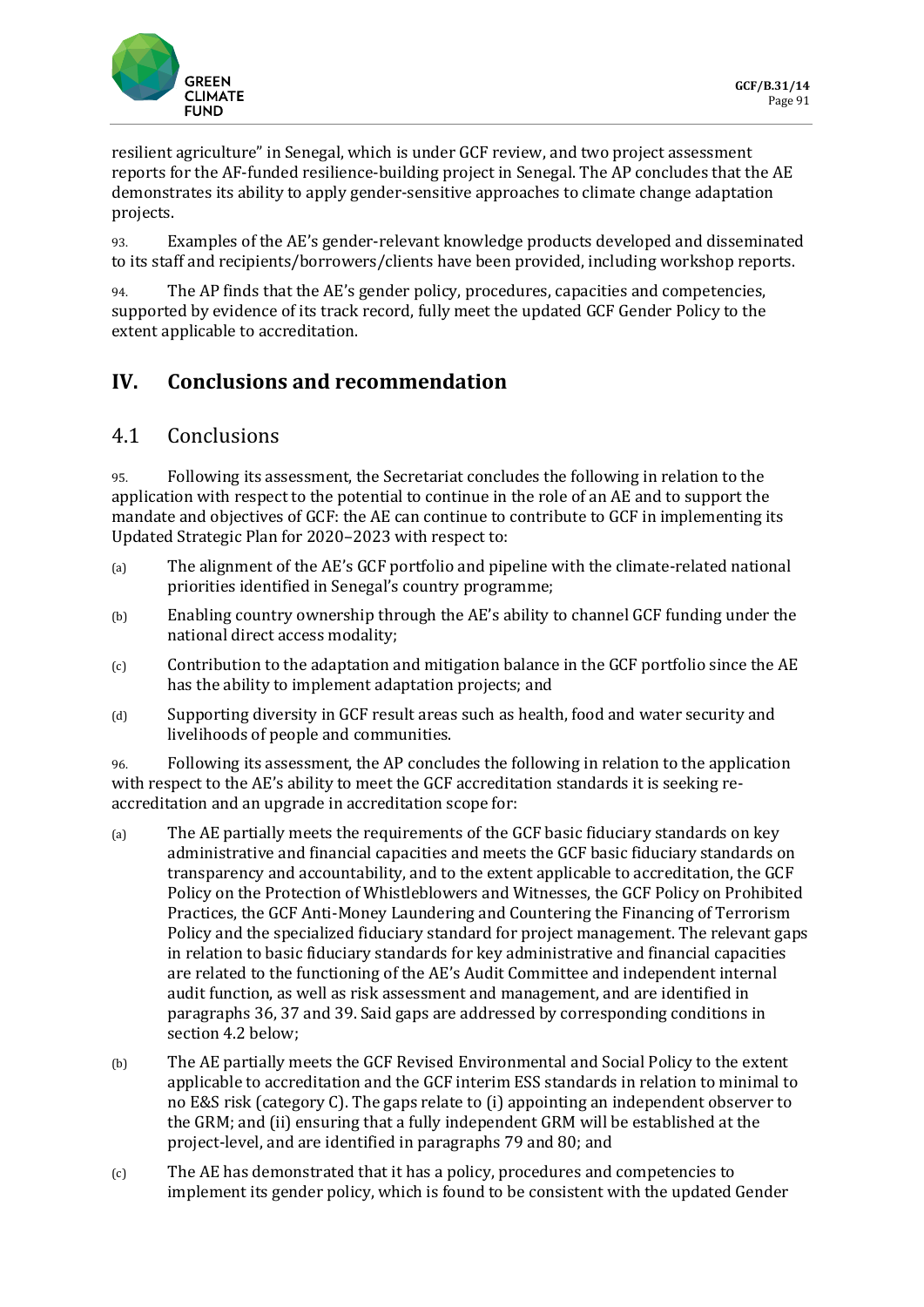resilient agriculture" in Senegal, which is under GCF review, and two project assessment reports for the AF-funded resilience-building project in Senegal. The AP concludes that the AE demonstrates its ability to apply gender-sensitive approaches to climate change adaptation projects.

93. Examples of the AE's gender-relevant knowledge products developed and disseminated to its staff and recipients/borrowers/clients have been provided, including workshop reports.

94. The AP finds that the AE's gender policy, procedures, capacities and competencies, supported by evidence of its track record, fully meet the updated GCF Gender Policy to the extent applicable to accreditation.

# IV. Conclusions and recommendation

## 4.1 Conclusions

95. Following its assessment, the Secretariat concludes the following in relation to the application with respect to the potential to continue in the role of an AE and to support the mandate and objectives of GCF: the AE can continue to contribute to GCF in implementing its Updated Strategic Plan for 2020–2023 with respect to:

(a) The alignment of the AE's GCF portfolio and pipeline with the climate-related national priorities identified in Senegal's country programme;

(b) Enabling country ownership through the AE's ability to channel GCF funding under the national direct access modality;

(c) Contribution to the adaptation and mitigation balance in the GCF portfolio since the AE has the ability to implement adaptation projects; and

(d) Supporting diversity in GCF result areas such as health, food and water security and livelihoods of people and communities.

96. Following its assessment, the AP concludes the following in relation to the application with respect to the AE's ability to meet the GCF accreditation standards it is seeking re-accreditation and an upgrade in accreditation scope for:

(a) The AE partially meets the requirements of the GCF basic fiduciary standards on key administrative and financial capacities and meets the GCF basic fiduciary standards on transparency and accountability, and to the extent applicable to accreditation, the GCF Policy on the Protection of Whistleblowers and Witnesses, the GCF Policy on Prohibited Practices, the GCF Anti-Money Laundering and Countering the Financing of Terrorism Policy and the specialized fiduciary standard for project management. The relevant gaps in relation to basic fiduciary standards for key administrative and financial capacities are related to the functioning of the AE's Audit Committee and independent internal audit function, as well as risk assessment and management, and are identified in paragraphs 36, 37 and 39. Said gaps are addressed by corresponding conditions in section 4.2 below;

(b) The AE partially meets the GCF Revised Environmental and Social Policy to the extent applicable to accreditation and the GCF interim ESS standards in relation to minimal to no E&S risk (category C). The gaps relate to (i) appointing an independent observer to the GRM; and (ii) ensuring that a fully independent GRM will be established at the project-level, and are identified in paragraphs 79 and 80; and

(c) The AE has demonstrated that it has a policy, procedures and competencies to implement its gender policy, which is found to be consistent with the updated Gender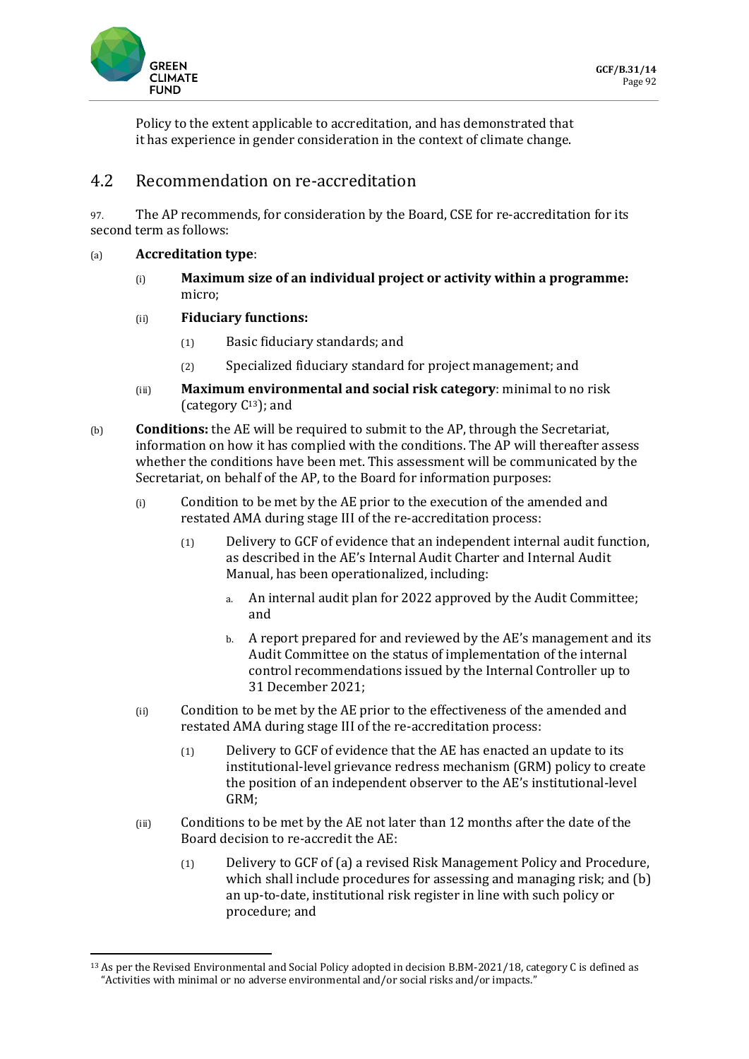Policy to the extent applicable to accreditation, and has demonstrated that it has experience in gender consideration in the context of climate change.

## 4.2 Recommendation on re-accreditation

97. The AP recommends, for consideration by the Board, CSE for re-accreditation for its second term as follows:

(a) **Accreditation type**:

(i) **Maximum size of an individual project or activity within a programme:** micro;

(ii) **Fiduciary functions:**

(1) Basic fiduciary standards; and

(2) Specialized fiduciary standard for project management; and

(iii) **Maximum environmental and social risk category**: minimal to no risk (category C[13]); and

(b) **Conditions:** the AE will be required to submit to the AP, through the Secretariat, information on how it has complied with the conditions. The AP will thereafter assess whether the conditions have been met. This assessment will be communicated by the Secretariat, on behalf of the AP, to the Board for information purposes:

(i) Condition to be met by the AE prior to the execution of the amended and restated AMA during stage III of the re-accreditation process:

(1) Delivery to GCF of evidence that an independent internal audit function, as described in the AE's Internal Audit Charter and Internal Audit Manual, has been operationalized, including:

a. An internal audit plan for 2022 approved by the Audit Committee; and

b. A report prepared for and reviewed by the AE's management and its Audit Committee on the status of implementation of the internal control recommendations issued by the Internal Controller up to 31 December 2021;

(ii) Condition to be met by the AE prior to the effectiveness of the amended and restated AMA during stage III of the re-accreditation process:

(1) Delivery to GCF of evidence that the AE has enacted an update to its institutional-level grievance redress mechanism (GRM) policy to create the position of an independent observer to the AE's institutional-level GRM;

(iii) Conditions to be met by the AE not later than 12 months after the date of the Board decision to re-accredit the AE:

(1) Delivery to GCF of (a) a revised Risk Management Policy and Procedure, which shall include procedures for assessing and managing risk; and (b) an up-to-date, institutional risk register in line with such policy or procedure; and

---

[13] As per the Revised Environmental and Social Policy adopted in decision B.BM-2021/18, category C is defined as "Activities with minimal or no adverse environmental and/or social risks and/or impacts."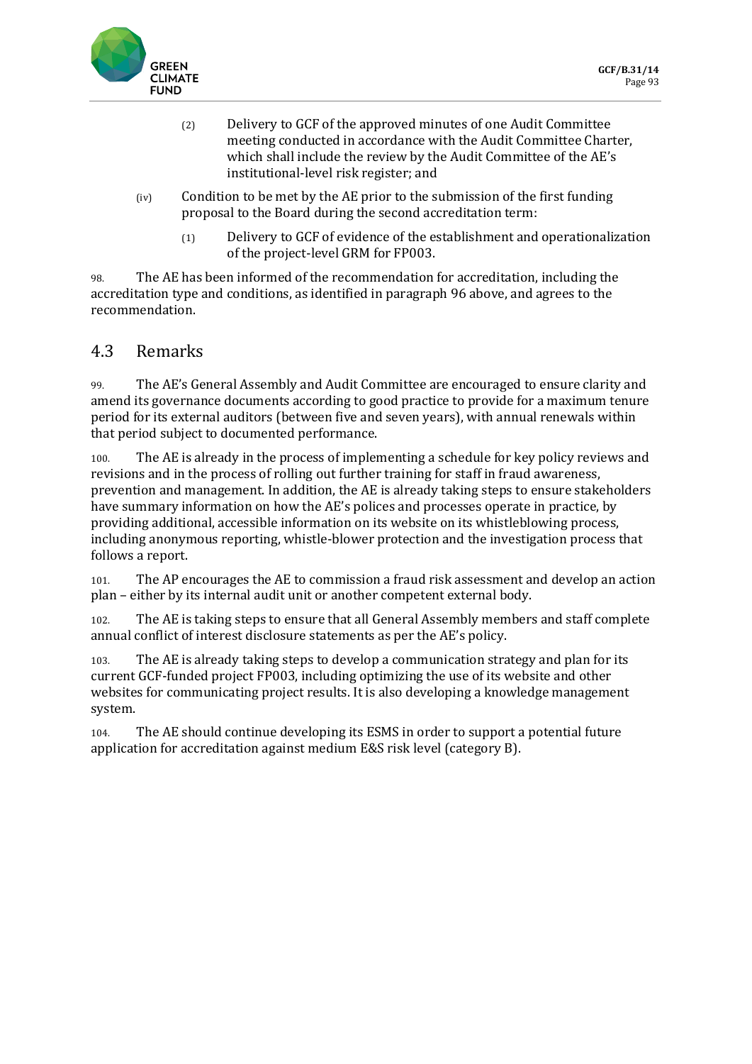(2) Delivery to GCF of the approved minutes of one Audit Committee meeting conducted in accordance with the Audit Committee Charter, which shall include the review by the Audit Committee of the AE's institutional-level risk register; and

(iv) Condition to be met by the AE prior to the submission of the first funding proposal to the Board during the second accreditation term:

(1) Delivery to GCF of evidence of the establishment and operationalization of the project-level GRM for FP003.

98. The AE has been informed of the recommendation for accreditation, including the accreditation type and conditions, as identified in paragraph 96 above, and agrees to the recommendation.

## 4.3 Remarks

99. The AE's General Assembly and Audit Committee are encouraged to ensure clarity and amend its governance documents according to good practice to provide for a maximum tenure period for its external auditors (between five and seven years), with annual renewals within that period subject to documented performance.

100. The AE is already in the process of implementing a schedule for key policy reviews and revisions and in the process of rolling out further training for staff in fraud awareness, prevention and management. In addition, the AE is already taking steps to ensure stakeholders have summary information on how the AE's polices and processes operate in practice, by providing additional, accessible information on its website on its whistleblowing process, including anonymous reporting, whistle-blower protection and the investigation process that follows a report.

101. The AP encourages the AE to commission a fraud risk assessment and develop an action plan – either by its internal audit unit or another competent external body.

102. The AE is taking steps to ensure that all General Assembly members and staff complete annual conflict of interest disclosure statements as per the AE's policy.

103. The AE is already taking steps to develop a communication strategy and plan for its current GCF-funded project FP003, including optimizing the use of its website and other websites for communicating project results. It is also developing a knowledge management system.

104. The AE should continue developing its ESMS in order to support a potential future application for accreditation against medium E&S risk level (category B).